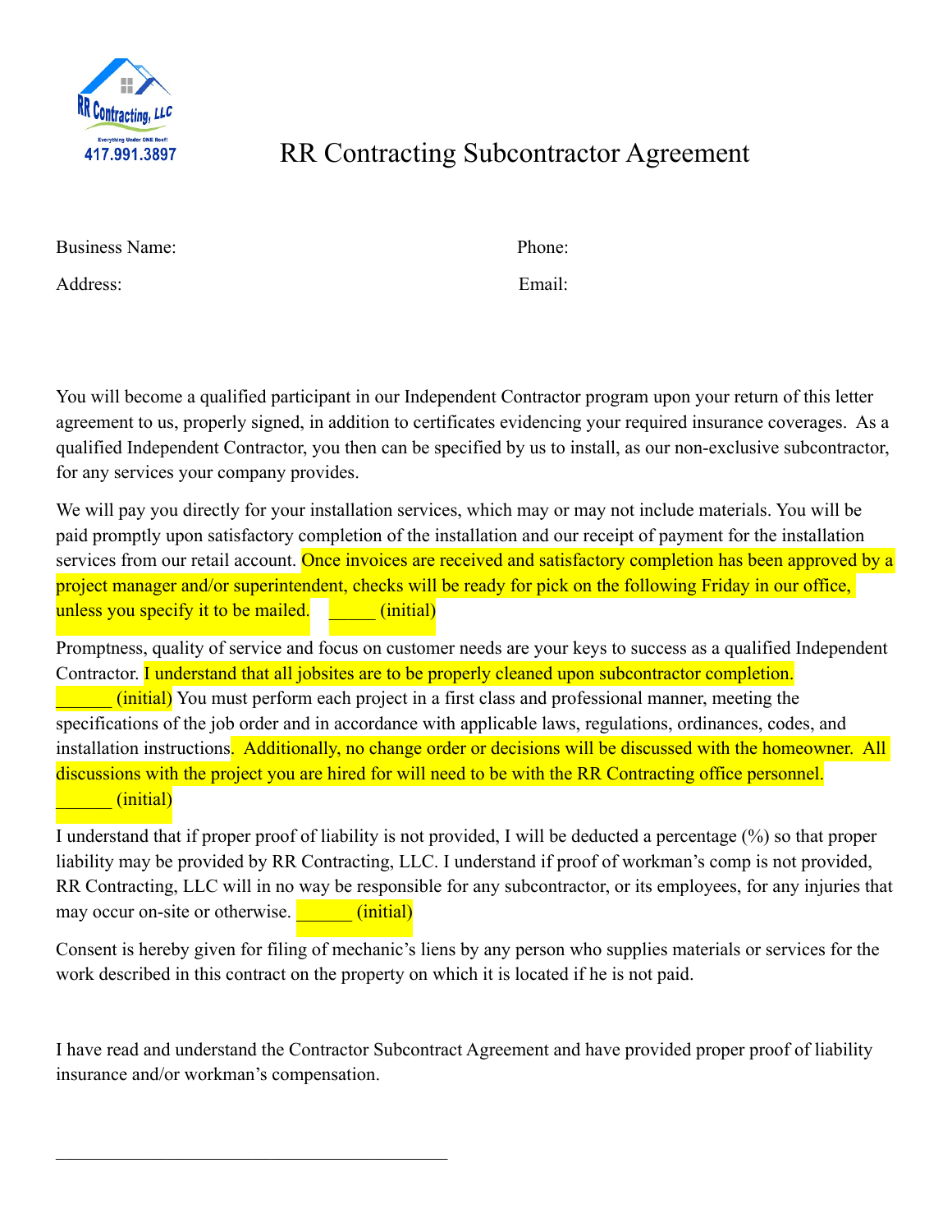RR Contracting, LLC

Everything Under ONE Roof!

417.991.3897

# RR Contracting Subcontractor Agreement

Business Name: Phone:

Address: Email:

You will become a qualified participant in our Independent Contractor program upon your return of this letter agreement to us, properly signed, in addition to certificates evidencing your required insurance coverages. As a qualified Independent Contractor, you then can be specified by us to install, as our non-exclusive subcontractor, for any services your company provides.

We will pay you directly for your installation services, which may or may not include materials. You will be paid promptly upon satisfactory completion of the installation and our receipt of payment for the installation services from our retail account. Once invoices are received and satisfactory completion has been approved by a project manager and/or superintendent, checks will be ready for pick on the following Friday in our office, unless you specify it to be mailed. _____ (initial)

Promptness, quality of service and focus on customer needs are your keys to success as a qualified Independent Contractor. I understand that all jobsites are to be properly cleaned upon subcontractor completion. ______ (initial) You must perform each project in a first class and professional manner, meeting the specifications of the job order and in accordance with applicable laws, regulations, ordinances, codes, and installation instructions. Additionally, no change order or decisions will be discussed with the homeowner. All discussions with the project you are hired for will need to be with the RR Contracting office personnel. ______ (initial)

I understand that if proper proof of liability is not provided, I will be deducted a percentage (%) so that proper liability may be provided by RR Contracting, LLC. I understand if proof of workman's comp is not provided, RR Contracting, LLC will in no way be responsible for any subcontractor, or its employees, for any injuries that may occur on-site or otherwise. ______ (initial)

Consent is hereby given for filing of mechanic's liens by any person who supplies materials or services for the work described in this contract on the property on which it is located if he is not paid.

I have read and understand the Contractor Subcontract Agreement and have provided proper proof of liability insurance and/or workman's compensation.

\_\_\_\_\_\_\_\_\_\_\_\_\_\_\_\_\_\_\_\_\_\_\_\_\_\_\_\_\_\_\_\_\_\_\_\_\_\_\_\_\_\_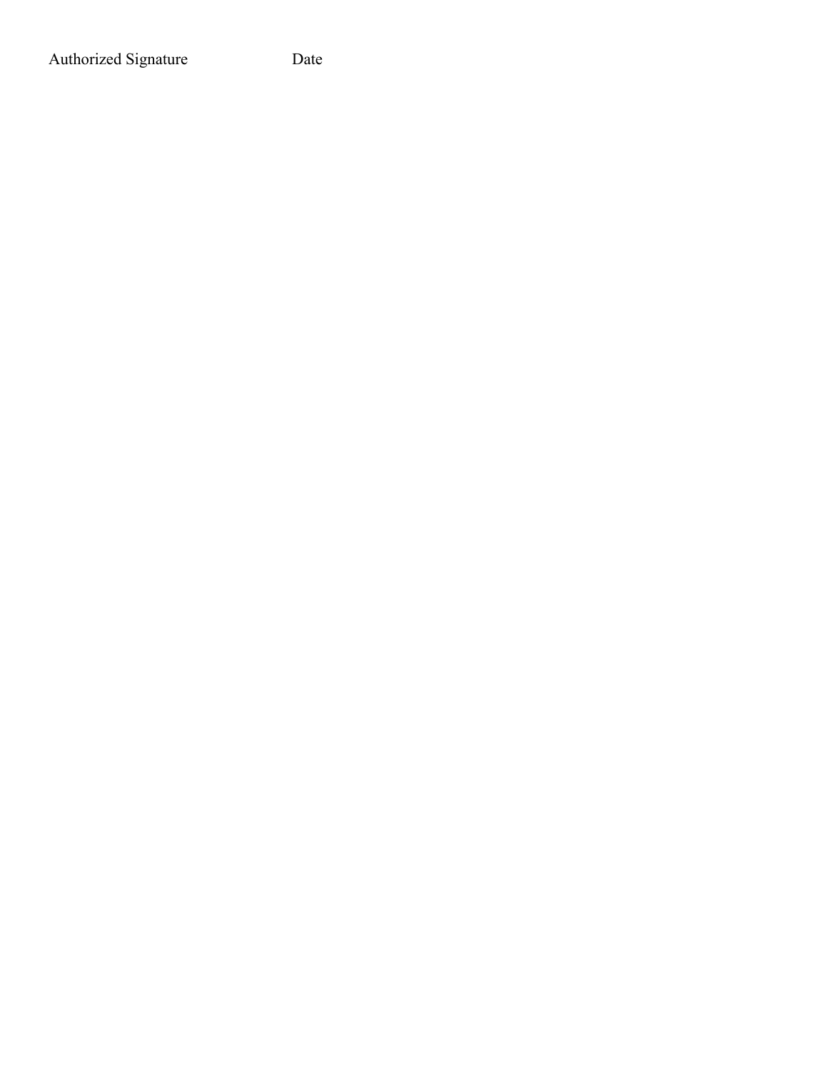Authorized Signature Date